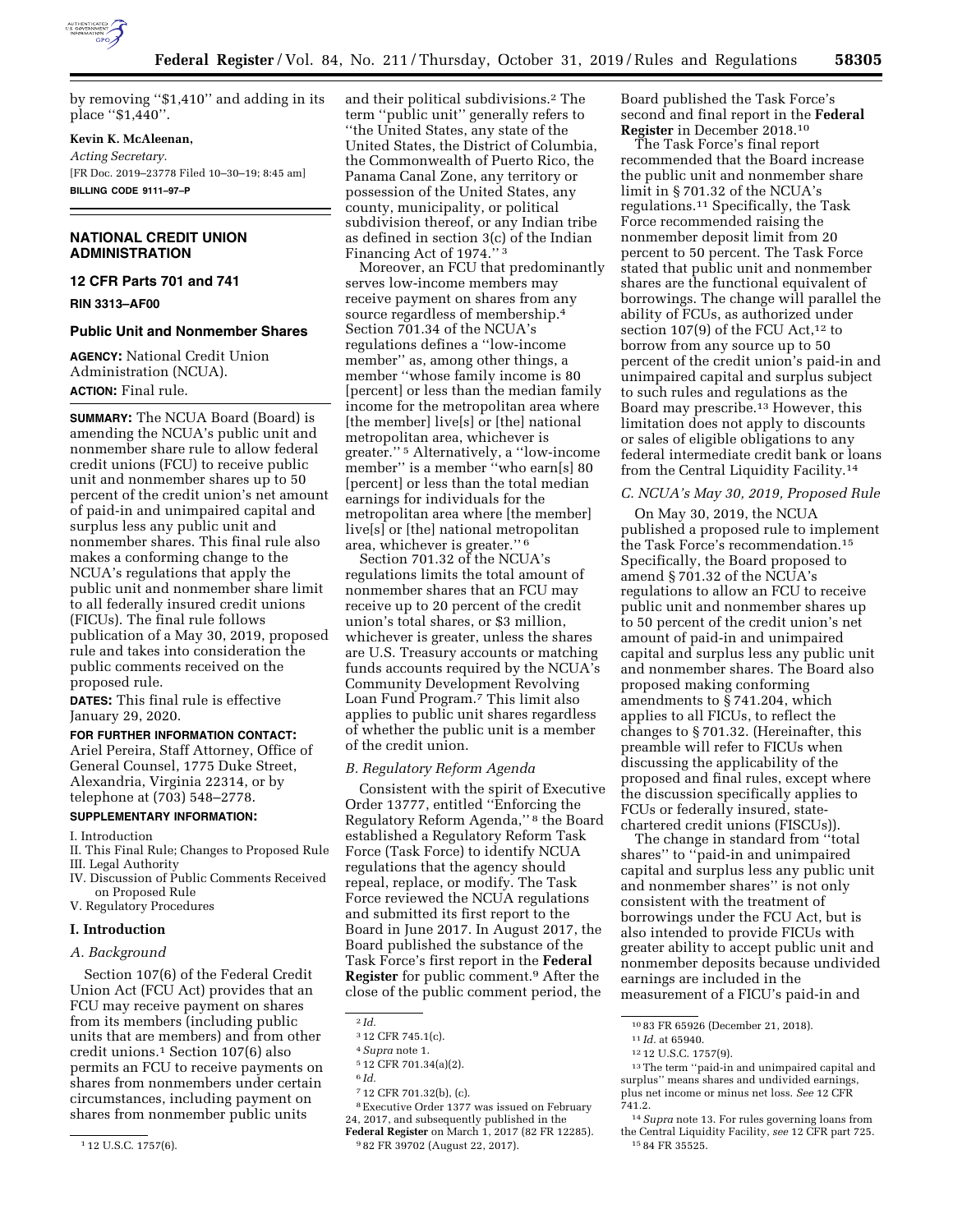by removing "$1,410" and adding in its place "$1,440".

**Kevin K. McAleenan,**

*Acting Secretary.*

[FR Doc. 2019–23778 Filed 10–30–19; 8:45 am]

**BILLING CODE 9111–97–P**

## NATIONAL CREDIT UNION ADMINISTRATION

### 12 CFR Parts 701 and 741

**RIN 3313–AF00**

### Public Unit and Nonmember Shares

**AGENCY:** National Credit Union Administration (NCUA).

**ACTION:** Final rule.

**SUMMARY:** The NCUA Board (Board) is amending the NCUA's public unit and nonmember share rule to allow federal credit unions (FCU) to receive public unit and nonmember shares up to 50 percent of the credit union's net amount of paid-in and unimpaired capital and surplus less any public unit and nonmember shares. This final rule also makes a conforming change to the NCUA's regulations that apply the public unit and nonmember share limit to all federally insured credit unions (FICUs). The final rule follows publication of a May 30, 2019, proposed rule and takes into consideration the public comments received on the proposed rule.

**DATES:** This final rule is effective January 29, 2020.

**FOR FURTHER INFORMATION CONTACT:** Ariel Pereira, Staff Attorney, Office of General Counsel, 1775 Duke Street, Alexandria, Virginia 22314, or by telephone at (703) 548–2778.

**SUPPLEMENTARY INFORMATION:**

I. Introduction
II. This Final Rule; Changes to Proposed Rule
III. Legal Authority
IV. Discussion of Public Comments Received on Proposed Rule
V. Regulatory Procedures

### I. Introduction

*A. Background*

Section 107(6) of the Federal Credit Union Act (FCU Act) provides that an FCU may receive payment on shares from its members (including public units that are members) and from other credit unions.[1] Section 107(6) also permits an FCU to receive payments on shares from nonmembers under certain circumstances, including payment on shares from nonmember public units and their political subdivisions.[2] The term "public unit" generally refers to "the United States, any state of the United States, the District of Columbia, the Commonwealth of Puerto Rico, the Panama Canal Zone, any territory or possession of the United States, any county, municipality, or political subdivision thereof, or any Indian tribe as defined in section 3(c) of the Indian Financing Act of 1974." [3]

Moreover, an FCU that predominantly serves low-income members may receive payment on shares from any source regardless of membership.[4] Section 701.34 of the NCUA's regulations defines a "low-income member" as, among other things, a member "whose family income is 80 [percent] or less than the median family income for the metropolitan area where [the member] live[s] or [the] national metropolitan area, whichever is greater." [5] Alternatively, a "low-income member" is a member "who earn[s] 80 [percent] or less than the total median earnings for individuals for the metropolitan area where [the member] live[s] or [the] national metropolitan area, whichever is greater." [6]

Section 701.32 of the NCUA's regulations limits the total amount of nonmember shares that an FCU may receive up to 20 percent of the credit union's total shares, or $3 million, whichever is greater, unless the shares are U.S. Treasury accounts or matching funds accounts required by the NCUA's Community Development Revolving Loan Fund Program.[7] This limit also applies to public unit shares regardless of whether the public unit is a member of the credit union.

*B. Regulatory Reform Agenda*

Consistent with the spirit of Executive Order 13777, entitled "Enforcing the Regulatory Reform Agenda," [8] the Board established a Regulatory Reform Task Force (Task Force) to identify NCUA regulations that the agency should repeal, replace, or modify. The Task Force reviewed the NCUA regulations and submitted its first report to the Board in June 2017. In August 2017, the Board published the substance of the Task Force's first report in the **Federal Register** for public comment.[9] After the close of the public comment period, the Board published the Task Force's second and final report in the **Federal Register** in December 2018.[10]

The Task Force's final report recommended that the Board increase the public unit and nonmember share limit in § 701.32 of the NCUA's regulations.[11] Specifically, the Task Force recommended raising the nonmember deposit limit from 20 percent to 50 percent. The Task Force stated that public unit and nonmember shares are the functional equivalent of borrowings. The change will parallel the ability of FCUs, as authorized under section 107(9) of the FCU Act,[12] to borrow from any source up to 50 percent of the credit union's paid-in and unimpaired capital and surplus subject to such rules and regulations as the Board may prescribe.[13] However, this limitation does not apply to discounts or sales of eligible obligations to any federal intermediate credit bank or loans from the Central Liquidity Facility.[14]

*C. NCUA's May 30, 2019, Proposed Rule*

On May 30, 2019, the NCUA published a proposed rule to implement the Task Force's recommendation.[15] Specifically, the Board proposed to amend § 701.32 of the NCUA's regulations to allow an FCU to receive public unit and nonmember shares up to 50 percent of the credit union's net amount of paid-in and unimpaired capital and surplus less any public unit and nonmember shares. The Board also proposed making conforming amendments to § 741.204, which applies to all FICUs, to reflect the changes to § 701.32. (Hereinafter, this preamble will refer to FICUs when discussing the applicability of the proposed and final rules, except where the discussion specifically applies to FCUs or federally insured, state-chartered credit unions (FISCUs)).

The change in standard from "total shares" to "paid-in and unimpaired capital and surplus less any public unit and nonmember shares" is not only consistent with the treatment of borrowings under the FCU Act, but is also intended to provide FICUs with greater ability to accept public unit and nonmember deposits because undivided earnings are included in the measurement of a FICU's paid-in and

---

[1] 12 U.S.C. 1757(6).

[2] *Id.*

[3] 12 CFR 745.1(c).

[4] *Supra* note 1.

[5] 12 CFR 701.34(a)(2).

[6] *Id.*

[7] 12 CFR 701.32(b), (c).

[8] Executive Order 1377 was issued on February 24, 2017, and subsequently published in the **Federal Register** on March 1, 2017 (82 FR 12285).

[9] 82 FR 39702 (August 22, 2017).

[10] 83 FR 65926 (December 21, 2018).

[11] *Id.* at 65940.

[12] 12 U.S.C. 1757(9).

[13] The term "paid-in and unimpaired capital and surplus" means shares and undivided earnings, plus net income or minus net loss. *See* 12 CFR 741.2.

[14] *Supra* note 13. For rules governing loans from the Central Liquidity Facility, *see* 12 CFR part 725.

[15] 84 FR 35525.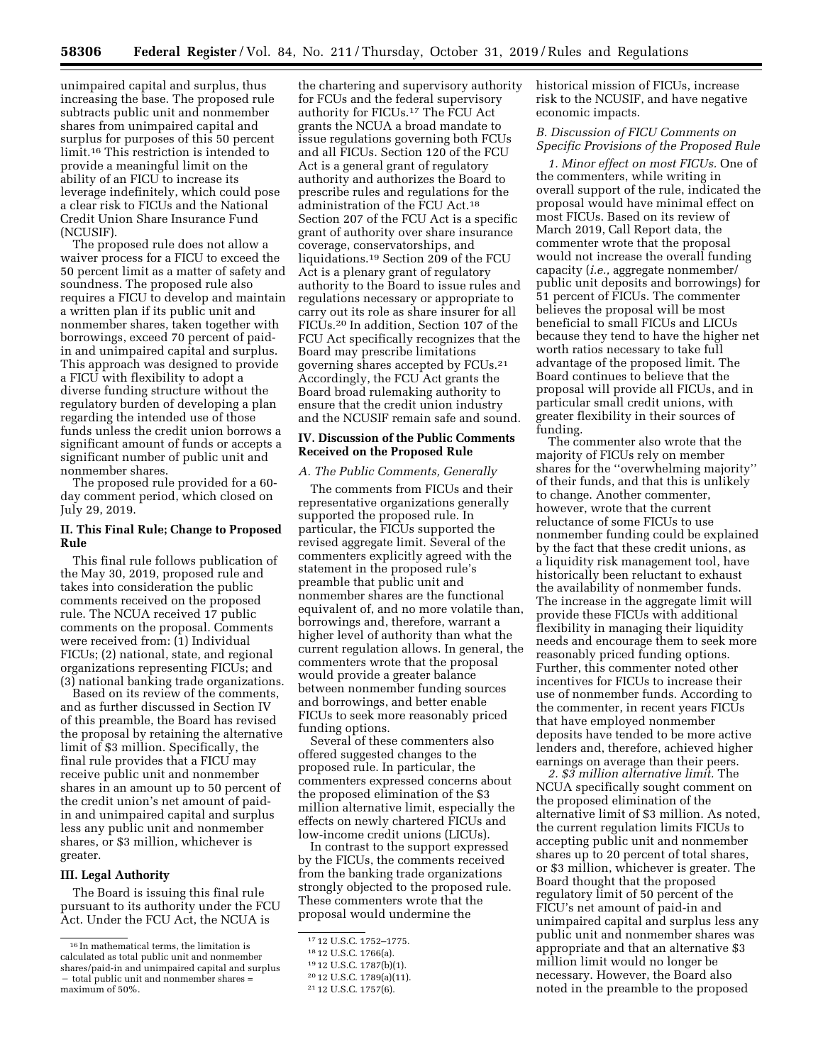unimpaired capital and surplus, thus increasing the base. The proposed rule subtracts public unit and nonmember shares from unimpaired capital and surplus for purposes of this 50 percent limit.[16] This restriction is intended to provide a meaningful limit on the ability of an FICU to increase its leverage indefinitely, which could pose a clear risk to FICUs and the National Credit Union Share Insurance Fund (NCUSIF).

The proposed rule does not allow a waiver process for a FICU to exceed the 50 percent limit as a matter of safety and soundness. The proposed rule also requires a FICU to develop and maintain a written plan if its public unit and nonmember shares, taken together with borrowings, exceed 70 percent of paid-in and unimpaired capital and surplus. This approach was designed to provide a FICU with flexibility to adopt a diverse funding structure without the regulatory burden of developing a plan regarding the intended use of those funds unless the credit union borrows a significant amount of funds or accepts a significant number of public unit and nonmember shares.

The proposed rule provided for a 60-day comment period, which closed on July 29, 2019.

## II. This Final Rule; Change to Proposed Rule

This final rule follows publication of the May 30, 2019, proposed rule and takes into consideration the public comments received on the proposed rule. The NCUA received 17 public comments on the proposal. Comments were received from: (1) Individual FICUs; (2) national, state, and regional organizations representing FICUs; and (3) national banking trade organizations.

Based on its review of the comments, and as further discussed in Section IV of this preamble, the Board has revised the proposal by retaining the alternative limit of $3 million. Specifically, the final rule provides that a FICU may receive public unit and nonmember shares in an amount up to 50 percent of the credit union's net amount of paid-in and unimpaired capital and surplus less any public unit and nonmember shares, or $3 million, whichever is greater.

## III. Legal Authority

The Board is issuing this final rule pursuant to its authority under the FCU Act. Under the FCU Act, the NCUA is the chartering and supervisory authority for FCUs and the federal supervisory authority for FICUs.[17] The FCU Act grants the NCUA a broad mandate to issue regulations governing both FCUs and all FICUs. Section 120 of the FCU Act is a general grant of regulatory authority and authorizes the Board to prescribe rules and regulations for the administration of the FCU Act.[18] Section 207 of the FCU Act is a specific grant of authority over share insurance coverage, conservatorships, and liquidations.[19] Section 209 of the FCU Act is a plenary grant of regulatory authority to the Board to issue rules and regulations necessary or appropriate to carry out its role as share insurer for all FICUs.[20] In addition, Section 107 of the FCU Act specifically recognizes that the Board may prescribe limitations governing shares accepted by FCUs.[21] Accordingly, the FCU Act grants the Board broad rulemaking authority to ensure that the credit union industry and the NCUSIF remain safe and sound.

## IV. Discussion of the Public Comments Received on the Proposed Rule

### A. The Public Comments, Generally

The comments from FICUs and their representative organizations generally supported the proposed rule. In particular, the FICUs supported the revised aggregate limit. Several of the commenters explicitly agreed with the statement in the proposed rule's preamble that public unit and nonmember shares are the functional equivalent of, and no more volatile than, borrowings and, therefore, warrant a higher level of authority than what the current regulation allows. In general, the commenters wrote that the proposal would provide a greater balance between nonmember funding sources and borrowings, and better enable FICUs to seek more reasonably priced funding options.

Several of these commenters also offered suggested changes to the proposed rule. In particular, the commenters expressed concerns about the proposed elimination of the $3 million alternative limit, especially the effects on newly chartered FICUs and low-income credit unions (LICUs).

In contrast to the support expressed by the FICUs, the comments received from the banking trade organizations strongly objected to the proposed rule. These commenters wrote that the proposal would undermine the historical mission of FICUs, increase risk to the NCUSIF, and have negative economic impacts.

### B. Discussion of FICU Comments on Specific Provisions of the Proposed Rule

*1. Minor effect on most FICUs.* One of the commenters, while writing in overall support of the rule, indicated the proposal would have minimal effect on most FICUs. Based on its review of March 2019, Call Report data, the commenter wrote that the proposal would not increase the overall funding capacity (*i.e.,* aggregate nonmember/public unit deposits and borrowings) for 51 percent of FICUs. The commenter believes the proposal will be most beneficial to small FICUs and LICUs because they tend to have the higher net worth ratios necessary to take full advantage of the proposed limit. The Board continues to believe that the proposal will provide all FICUs, and in particular small credit unions, with greater flexibility in their sources of funding.

The commenter also wrote that the majority of FICUs rely on member shares for the "overwhelming majority" of their funds, and that this is unlikely to change. Another commenter, however, wrote that the current reluctance of some FICUs to use nonmember funding could be explained by the fact that these credit unions, as a liquidity risk management tool, have historically been reluctant to exhaust the availability of nonmember funds. The increase in the aggregate limit will provide these FICUs with additional flexibility in managing their liquidity needs and encourage them to seek more reasonably priced funding options. Further, this commenter noted other incentives for FICUs to increase their use of nonmember funds. According to the commenter, in recent years FICUs that have employed nonmember deposits have tended to be more active lenders and, therefore, achieved higher earnings on average than their peers.

*2. $3 million alternative limit.* The NCUA specifically sought comment on the proposed elimination of the alternative limit of $3 million. As noted, the current regulation limits FICUs to accepting public unit and nonmember shares up to 20 percent of total shares, or $3 million, whichever is greater. The Board thought that the proposed regulatory limit of 50 percent of the FICU's net amount of paid-in and unimpaired capital and surplus less any public unit and nonmember shares was appropriate and that an alternative $3 million limit would no longer be necessary. However, the Board also noted in the preamble to the proposed

---

[16] In mathematical terms, the limitation is calculated as total public unit and nonmember shares/paid-in and unimpaired capital and surplus − total public unit and nonmember shares = maximum of 50%.

[17] 12 U.S.C. 1752–1775.

[18] 12 U.S.C. 1766(a).

[19] 12 U.S.C. 1787(b)(1).

[20] 12 U.S.C. 1789(a)(11).

[21] 12 U.S.C. 1757(6).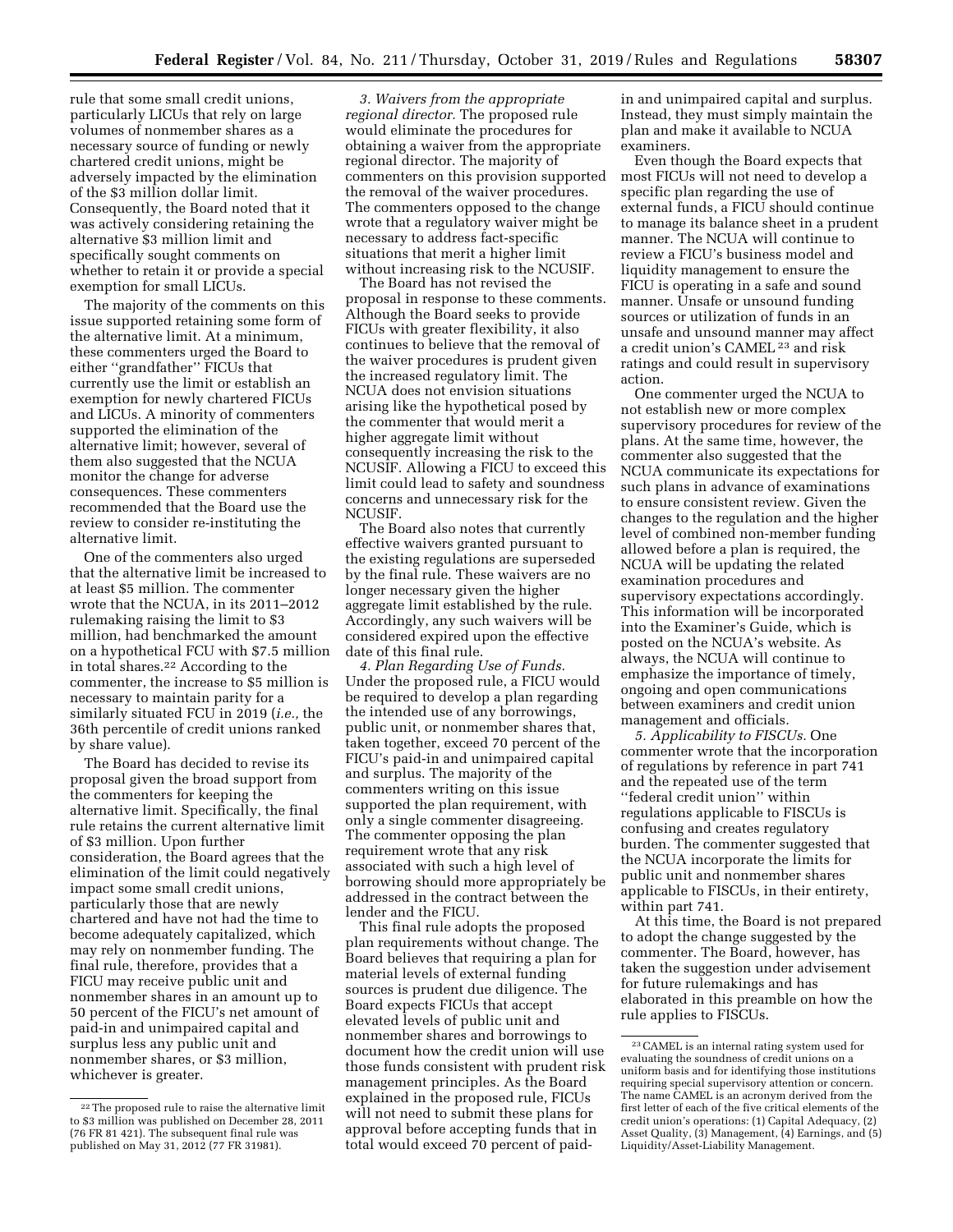rule that some small credit unions, particularly LICUs that rely on large volumes of nonmember shares as a necessary source of funding or newly chartered credit unions, might be adversely impacted by the elimination of the $3 million dollar limit. Consequently, the Board noted that it was actively considering retaining the alternative $3 million limit and specifically sought comments on whether to retain it or provide a special exemption for small LICUs.

The majority of the comments on this issue supported retaining some form of the alternative limit. At a minimum, these commenters urged the Board to either ''grandfather'' FICUs that currently use the limit or establish an exemption for newly chartered FICUs and LICUs. A minority of commenters supported the elimination of the alternative limit; however, several of them also suggested that the NCUA monitor the change for adverse consequences. These commenters recommended that the Board use the review to consider re-instituting the alternative limit.

One of the commenters also urged that the alternative limit be increased to at least $5 million. The commenter wrote that the NCUA, in its 2011–2012 rulemaking raising the limit to $3 million, had benchmarked the amount on a hypothetical FCU with $7.5 million in total shares.[22] According to the commenter, the increase to $5 million is necessary to maintain parity for a similarly situated FCU in 2019 (*i.e.,* the 36th percentile of credit unions ranked by share value).

The Board has decided to revise its proposal given the broad support from the commenters for keeping the alternative limit. Specifically, the final rule retains the current alternative limit of $3 million. Upon further consideration, the Board agrees that the elimination of the limit could negatively impact some small credit unions, particularly those that are newly chartered and have not had the time to become adequately capitalized, which may rely on nonmember funding. The final rule, therefore, provides that a FICU may receive public unit and nonmember shares in an amount up to 50 percent of the FICU's net amount of paid-in and unimpaired capital and surplus less any public unit and nonmember shares, or $3 million, whichever is greater.

*3. Waivers from the appropriate regional director.* The proposed rule would eliminate the procedures for obtaining a waiver from the appropriate regional director. The majority of commenters on this provision supported the removal of the waiver procedures. The commenters opposed to the change wrote that a regulatory waiver might be necessary to address fact-specific situations that merit a higher limit without increasing risk to the NCUSIF.

The Board has not revised the proposal in response to these comments. Although the Board seeks to provide FICUs with greater flexibility, it also continues to believe that the removal of the waiver procedures is prudent given the increased regulatory limit. The NCUA does not envision situations arising like the hypothetical posed by the commenter that would merit a higher aggregate limit without consequently increasing the risk to the NCUSIF. Allowing a FICU to exceed this limit could lead to safety and soundness concerns and unnecessary risk for the NCUSIF.

The Board also notes that currently effective waivers granted pursuant to the existing regulations are superseded by the final rule. These waivers are no longer necessary given the higher aggregate limit established by the rule. Accordingly, any such waivers will be considered expired upon the effective date of this final rule.

*4. Plan Regarding Use of Funds.* Under the proposed rule, a FICU would be required to develop a plan regarding the intended use of any borrowings, public unit, or nonmember shares that, taken together, exceed 70 percent of the FICU's paid-in and unimpaired capital and surplus. The majority of the commenters writing on this issue supported the plan requirement, with only a single commenter disagreeing. The commenter opposing the plan requirement wrote that any risk associated with such a high level of borrowing should more appropriately be addressed in the contract between the lender and the FICU.

This final rule adopts the proposed plan requirements without change. The Board believes that requiring a plan for material levels of external funding sources is prudent due diligence. The Board expects FICUs that accept elevated levels of public unit and nonmember shares and borrowings to document how the credit union will use those funds consistent with prudent risk management principles. As the Board explained in the proposed rule, FICUs will not need to submit these plans for approval before accepting funds that in total would exceed 70 percent of paid-in and unimpaired capital and surplus. Instead, they must simply maintain the plan and make it available to NCUA examiners.

Even though the Board expects that most FICUs will not need to develop a specific plan regarding the use of external funds, a FICU should continue to manage its balance sheet in a prudent manner. The NCUA will continue to review a FICU's business model and liquidity management to ensure the FICU is operating in a safe and sound manner. Unsafe or unsound funding sources or utilization of funds in an unsafe and unsound manner may affect a credit union's CAMEL[23] and risk ratings and could result in supervisory action.

One commenter urged the NCUA to not establish new or more complex supervisory procedures for review of the plans. At the same time, however, the commenter also suggested that the NCUA communicate its expectations for such plans in advance of examinations to ensure consistent review. Given the changes to the regulation and the higher level of combined non-member funding allowed before a plan is required, the NCUA will be updating the related examination procedures and supervisory expectations accordingly. This information will be incorporated into the Examiner's Guide, which is posted on the NCUA's website. As always, the NCUA will continue to emphasize the importance of timely, ongoing and open communications between examiners and credit union management and officials.

*5. Applicability to FISCUs.* One commenter wrote that the incorporation of regulations by reference in part 741 and the repeated use of the term ''federal credit union'' within regulations applicable to FISCUs is confusing and creates regulatory burden. The commenter suggested that the NCUA incorporate the limits for public unit and nonmember shares applicable to FISCUs, in their entirety, within part 741.

At this time, the Board is not prepared to adopt the change suggested by the commenter. The Board, however, has taken the suggestion under advisement for future rulemakings and has elaborated in this preamble on how the rule applies to FISCUs.

---

[22] The proposed rule to raise the alternative limit to $3 million was published on December 28, 2011 (76 FR 81 421). The subsequent final rule was published on May 31, 2012 (77 FR 31981).

[23] CAMEL is an internal rating system used for evaluating the soundness of credit unions on a uniform basis and for identifying those institutions requiring special supervisory attention or concern. The name CAMEL is an acronym derived from the first letter of each of the five critical elements of the credit union's operations: (1) Capital Adequacy, (2) Asset Quality, (3) Management, (4) Earnings, and (5) Liquidity/Asset-Liability Management.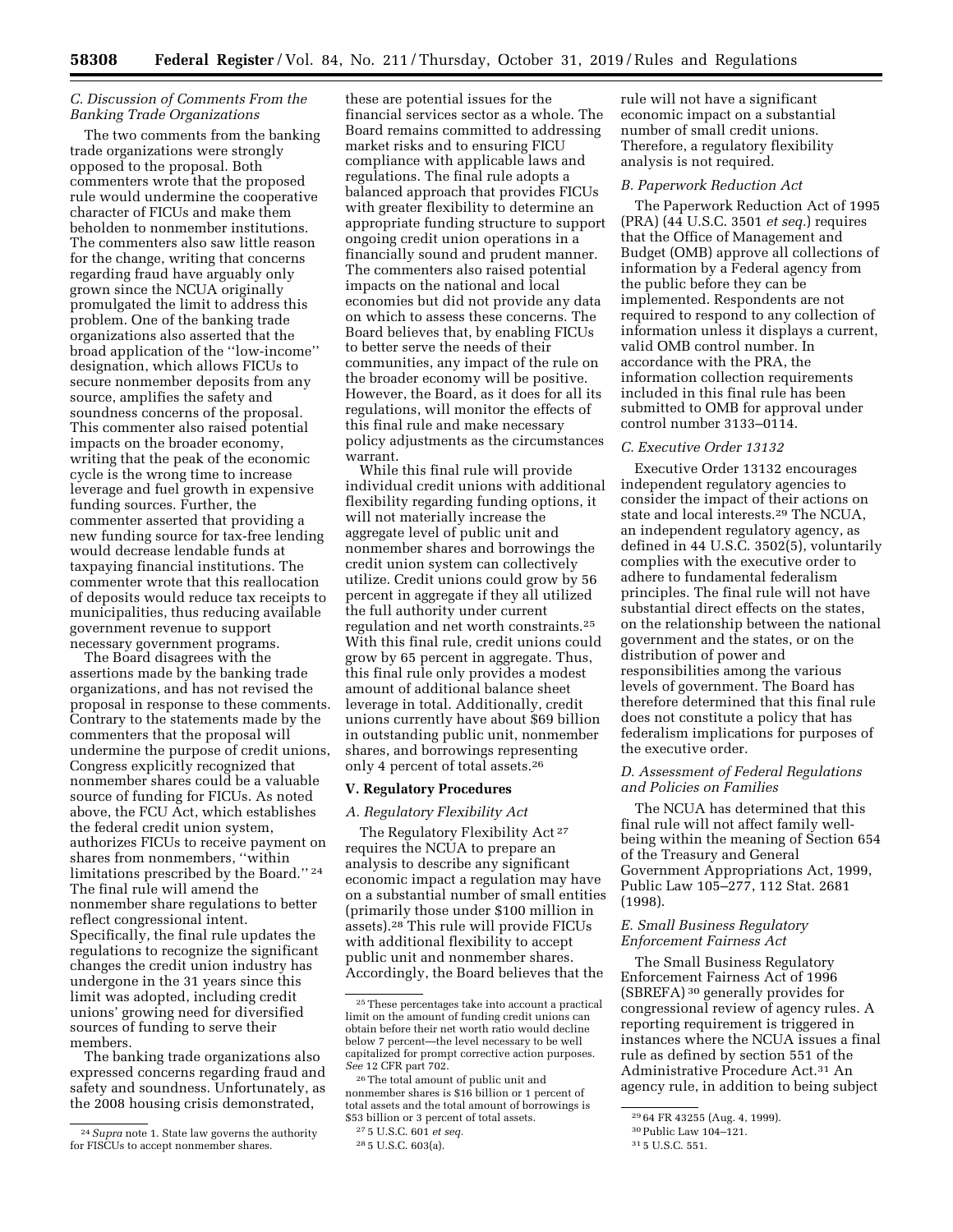### C. Discussion of Comments From the Banking Trade Organizations

The two comments from the banking trade organizations were strongly opposed to the proposal. Both commenters wrote that the proposed rule would undermine the cooperative character of FICUs and make them beholden to nonmember institutions. The commenters also saw little reason for the change, writing that concerns regarding fraud have arguably only grown since the NCUA originally promulgated the limit to address this problem. One of the banking trade organizations also asserted that the broad application of the ''low-income'' designation, which allows FICUs to secure nonmember deposits from any source, amplifies the safety and soundness concerns of the proposal. This commenter also raised potential impacts on the broader economy, writing that the peak of the economic cycle is the wrong time to increase leverage and fuel growth in expensive funding sources. Further, the commenter asserted that providing a new funding source for tax-free lending would decrease lendable funds at taxpaying financial institutions. The commenter wrote that this reallocation of deposits would reduce tax receipts to municipalities, thus reducing available government revenue to support necessary government programs.

The Board disagrees with the assertions made by the banking trade organizations, and has not revised the proposal in response to these comments. Contrary to the statements made by the commenters that the proposal will undermine the purpose of credit unions, Congress explicitly recognized that nonmember shares could be a valuable source of funding for FICUs. As noted above, the FCU Act, which establishes the federal credit union system, authorizes FICUs to receive payment on shares from nonmembers, ''within limitations prescribed by the Board.'' [24] The final rule will amend the nonmember share regulations to better reflect congressional intent. Specifically, the final rule updates the regulations to recognize the significant changes the credit union industry has undergone in the 31 years since this limit was adopted, including credit unions' growing need for diversified sources of funding to serve their members.

The banking trade organizations also expressed concerns regarding fraud and safety and soundness. Unfortunately, as the 2008 housing crisis demonstrated, these are potential issues for the financial services sector as a whole. The Board remains committed to addressing market risks and to ensuring FICU compliance with applicable laws and regulations. The final rule adopts a balanced approach that provides FICUs with greater flexibility to determine an appropriate funding structure to support ongoing credit union operations in a financially sound and prudent manner. The commenters also raised potential impacts on the national and local economies but did not provide any data on which to assess these concerns. The Board believes that, by enabling FICUs to better serve the needs of their communities, any impact of the rule on the broader economy will be positive. However, the Board, as it does for all its regulations, will monitor the effects of this final rule and make necessary policy adjustments as the circumstances warrant.

While this final rule will provide individual credit unions with additional flexibility regarding funding options, it will not materially increase the aggregate level of public unit and nonmember shares and borrowings the credit union system can collectively utilize. Credit unions could grow by 56 percent in aggregate if they all utilized the full authority under current regulation and net worth constraints.[25] With this final rule, credit unions could grow by 65 percent in aggregate. Thus, this final rule only provides a modest amount of additional balance sheet leverage in total. Additionally, credit unions currently have about $69 billion in outstanding public unit, nonmember shares, and borrowings representing only 4 percent of total assets.[26]

## V. Regulatory Procedures

### A. Regulatory Flexibility Act

The Regulatory Flexibility Act [27] requires the NCUA to prepare an analysis to describe any significant economic impact a regulation may have on a substantial number of small entities (primarily those under $100 million in assets).[28] This rule will provide FICUs with additional flexibility to accept public unit and nonmember shares. Accordingly, the Board believes that the rule will not have a significant economic impact on a substantial number of small credit unions. Therefore, a regulatory flexibility analysis is not required.

### B. Paperwork Reduction Act

The Paperwork Reduction Act of 1995 (PRA) (44 U.S.C. 3501 *et seq.*) requires that the Office of Management and Budget (OMB) approve all collections of information by a Federal agency from the public before they can be implemented. Respondents are not required to respond to any collection of information unless it displays a current, valid OMB control number. In accordance with the PRA, the information collection requirements included in this final rule has been submitted to OMB for approval under control number 3133–0114.

### C. Executive Order 13132

Executive Order 13132 encourages independent regulatory agencies to consider the impact of their actions on state and local interests.[29] The NCUA, an independent regulatory agency, as defined in 44 U.S.C. 3502(5), voluntarily complies with the executive order to adhere to fundamental federalism principles. The final rule will not have substantial direct effects on the states, on the relationship between the national government and the states, or on the distribution of power and responsibilities among the various levels of government. The Board has therefore determined that this final rule does not constitute a policy that has federalism implications for purposes of the executive order.

### D. Assessment of Federal Regulations and Policies on Families

The NCUA has determined that this final rule will not affect family well-being within the meaning of Section 654 of the Treasury and General Government Appropriations Act, 1999, Public Law 105–277, 112 Stat. 2681 (1998).

### E. Small Business Regulatory Enforcement Fairness Act

The Small Business Regulatory Enforcement Fairness Act of 1996 (SBREFA) [30] generally provides for congressional review of agency rules. A reporting requirement is triggered in instances where the NCUA issues a final rule as defined by section 551 of the Administrative Procedure Act.[31] An agency rule, in addition to being subject

---

[24] *Supra* note 1. State law governs the authority for FISCUs to accept nonmember shares.

[25] These percentages take into account a practical limit on the amount of funding credit unions can obtain before their net worth ratio would decline below 7 percent—the level necessary to be well capitalized for prompt corrective action purposes. *See* 12 CFR part 702.

[26] The total amount of public unit and nonmember shares is $16 billion or 1 percent of total assets and the total amount of borrowings is $53 billion or 3 percent of total assets.

[27] 5 U.S.C. 601 *et seq.*

[28] 5 U.S.C. 603(a).

[29] 64 FR 43255 (Aug. 4, 1999).

[30] Public Law 104–121.

[31] 5 U.S.C. 551.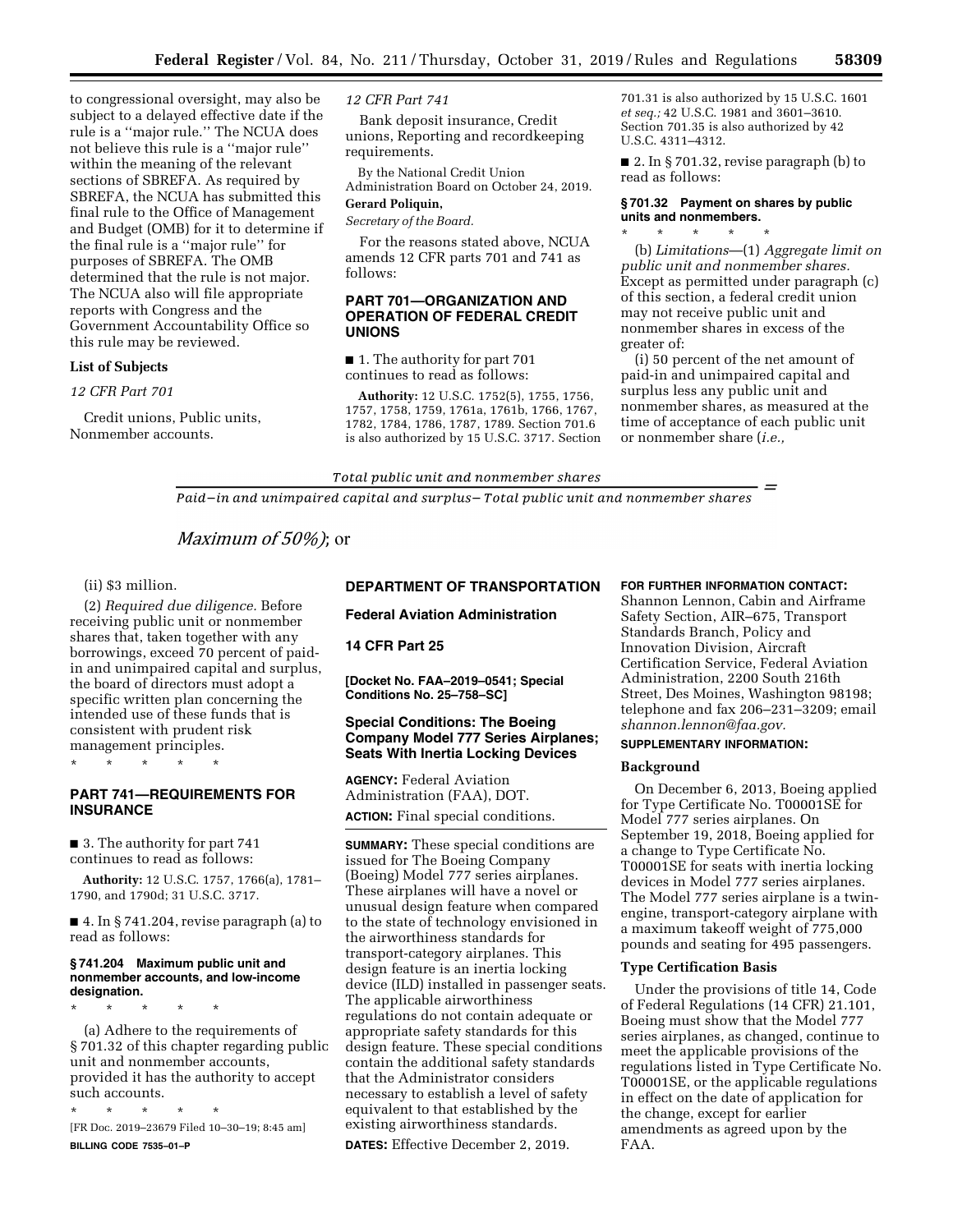to congressional oversight, may also be subject to a delayed effective date if the rule is a ''major rule.'' The NCUA does not believe this rule is a ''major rule'' within the meaning of the relevant sections of SBREFA. As required by SBREFA, the NCUA has submitted this final rule to the Office of Management and Budget (OMB) for it to determine if the final rule is a ''major rule'' for purposes of SBREFA. The OMB determined that the rule is not major. The NCUA also will file appropriate reports with Congress and the Government Accountability Office so this rule may be reviewed.

**List of Subjects**

*12 CFR Part 701*

Credit unions, Public units, Nonmember accounts.

*12 CFR Part 741*

Bank deposit insurance, Credit unions, Reporting and recordkeeping requirements.

By the National Credit Union Administration Board on October 24, 2019.

**Gerard Poliquin,**

*Secretary of the Board.*

For the reasons stated above, NCUA amends 12 CFR parts 701 and 741 as follows:

## PART 701—ORGANIZATION AND OPERATION OF FEDERAL CREDIT UNIONS

■ 1. The authority for part 701 continues to read as follows:

**Authority:** 12 U.S.C. 1752(5), 1755, 1756, 1757, 1758, 1759, 1761a, 1761b, 1766, 1767, 1782, 1784, 1786, 1787, 1789. Section 701.6 is also authorized by 15 U.S.C. 3717. Section 701.31 is also authorized by 15 U.S.C. 1601 *et seq.;* 42 U.S.C. 1981 and 3601–3610. Section 701.35 is also authorized by 42 U.S.C. 4311–4312.

■ 2. In § 701.32, revise paragraph (b) to read as follows:

**§ 701.32 Payment on shares by public units and nonmembers.**

\* \* \* \* \*

(b) *Limitations*—(1) *Aggregate limit on public unit and nonmember shares.* Except as permitted under paragraph (c) of this section, a federal credit union may not receive public unit and nonmember shares in excess of the greater of:

(i) 50 percent of the net amount of paid-in and unimpaired capital and surplus less any public unit and nonmember shares, as measured at the time of acceptance of each public unit or nonmember share (*i.e.,*

$$\frac{\textit{Total public unit and nonmember shares}}{\textit{Paid-in and unimpaired capital and surplus} - \textit{Total public unit and nonmember shares}} =$$

*Maximum of 50%)*; or

(ii) $3 million.

(2) *Required due diligence.* Before receiving public unit or nonmember shares that, taken together with any borrowings, exceed 70 percent of paid-in and unimpaired capital and surplus, the board of directors must adopt a specific written plan concerning the intended use of these funds that is consistent with prudent risk management principles.

\* \* \* \* \*

## PART 741—REQUIREMENTS FOR INSURANCE

■ 3. The authority for part 741 continues to read as follows:

**Authority:** 12 U.S.C. 1757, 1766(a), 1781–1790, and 1790d; 31 U.S.C. 3717.

■ 4. In § 741.204, revise paragraph (a) to read as follows:

**§ 741.204 Maximum public unit and nonmember accounts, and low-income designation.**

\* \* \* \* \*

(a) Adhere to the requirements of § 701.32 of this chapter regarding public unit and nonmember accounts, provided it has the authority to accept such accounts.

\* \* \* \* \*

[FR Doc. 2019–23679 Filed 10–30–19; 8:45 am]

**BILLING CODE 7535–01–P**

## DEPARTMENT OF TRANSPORTATION

### Federal Aviation Administration

### 14 CFR Part 25

**[Docket No. FAA–2019–0541; Special Conditions No. 25–758–SC]**

### Special Conditions: The Boeing Company Model 777 Series Airplanes; Seats With Inertia Locking Devices

**AGENCY:** Federal Aviation Administration (FAA), DOT.

**ACTION:** Final special conditions.

**SUMMARY:** These special conditions are issued for The Boeing Company (Boeing) Model 777 series airplanes. These airplanes will have a novel or unusual design feature when compared to the state of technology envisioned in the airworthiness standards for transport-category airplanes. This design feature is an inertia locking device (ILD) installed in passenger seats. The applicable airworthiness regulations do not contain adequate or appropriate safety standards for this design feature. These special conditions contain the additional safety standards that the Administrator considers necessary to establish a level of safety equivalent to that established by the existing airworthiness standards.

**DATES:** Effective December 2, 2019.

**FOR FURTHER INFORMATION CONTACT:** Shannon Lennon, Cabin and Airframe Safety Section, AIR–675, Transport Standards Branch, Policy and Innovation Division, Aircraft Certification Service, Federal Aviation Administration, 2200 South 216th Street, Des Moines, Washington 98198; telephone and fax 206–231–3209; email *shannon.lennon@faa.gov.*

**SUPPLEMENTARY INFORMATION:**

**Background**

On December 6, 2013, Boeing applied for Type Certificate No. T00001SE for Model 777 series airplanes. On September 19, 2018, Boeing applied for a change to Type Certificate No. T00001SE for seats with inertia locking devices in Model 777 series airplanes. The Model 777 series airplane is a twin-engine, transport-category airplane with a maximum takeoff weight of 775,000 pounds and seating for 495 passengers.

**Type Certification Basis**

Under the provisions of title 14, Code of Federal Regulations (14 CFR) 21.101, Boeing must show that the Model 777 series airplanes, as changed, continue to meet the applicable provisions of the regulations listed in Type Certificate No. T00001SE, or the applicable regulations in effect on the date of application for the change, except for earlier amendments as agreed upon by the FAA.